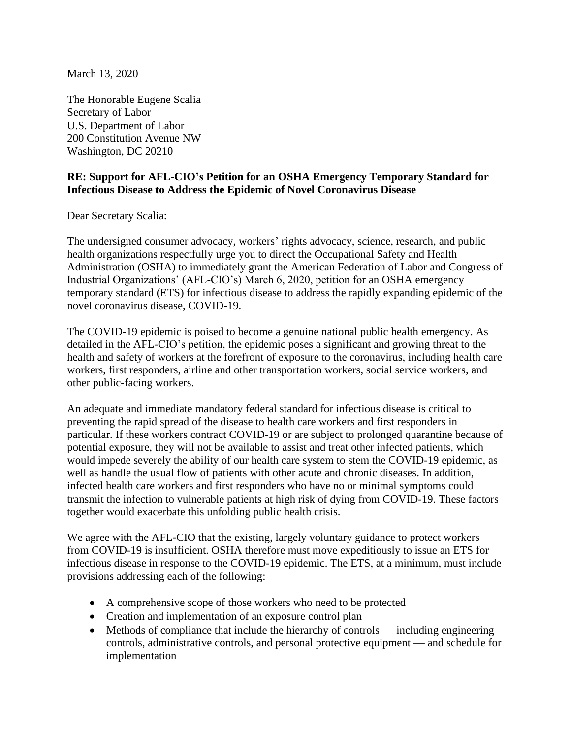March 13, 2020

The Honorable Eugene Scalia
Secretary of Labor
U.S. Department of Labor
200 Constitution Avenue NW
Washington, DC 20210

**RE: Support for AFL-CIO's Petition for an OSHA Emergency Temporary Standard for Infectious Disease to Address the Epidemic of Novel Coronavirus Disease**

Dear Secretary Scalia:

The undersigned consumer advocacy, workers' rights advocacy, science, research, and public health organizations respectfully urge you to direct the Occupational Safety and Health Administration (OSHA) to immediately grant the American Federation of Labor and Congress of Industrial Organizations' (AFL-CIO's) March 6, 2020, petition for an OSHA emergency temporary standard (ETS) for infectious disease to address the rapidly expanding epidemic of the novel coronavirus disease, COVID-19.

The COVID-19 epidemic is poised to become a genuine national public health emergency. As detailed in the AFL-CIO's petition, the epidemic poses a significant and growing threat to the health and safety of workers at the forefront of exposure to the coronavirus, including health care workers, first responders, airline and other transportation workers, social service workers, and other public-facing workers.

An adequate and immediate mandatory federal standard for infectious disease is critical to preventing the rapid spread of the disease to health care workers and first responders in particular. If these workers contract COVID-19 or are subject to prolonged quarantine because of potential exposure, they will not be available to assist and treat other infected patients, which would impede severely the ability of our health care system to stem the COVID-19 epidemic, as well as handle the usual flow of patients with other acute and chronic diseases. In addition, infected health care workers and first responders who have no or minimal symptoms could transmit the infection to vulnerable patients at high risk of dying from COVID-19. These factors together would exacerbate this unfolding public health crisis.

We agree with the AFL-CIO that the existing, largely voluntary guidance to protect workers from COVID-19 is insufficient. OSHA therefore must move expeditiously to issue an ETS for infectious disease in response to the COVID-19 epidemic. The ETS, at a minimum, must include provisions addressing each of the following:

- A comprehensive scope of those workers who need to be protected
- Creation and implementation of an exposure control plan
- Methods of compliance that include the hierarchy of controls — including engineering controls, administrative controls, and personal protective equipment — and schedule for implementation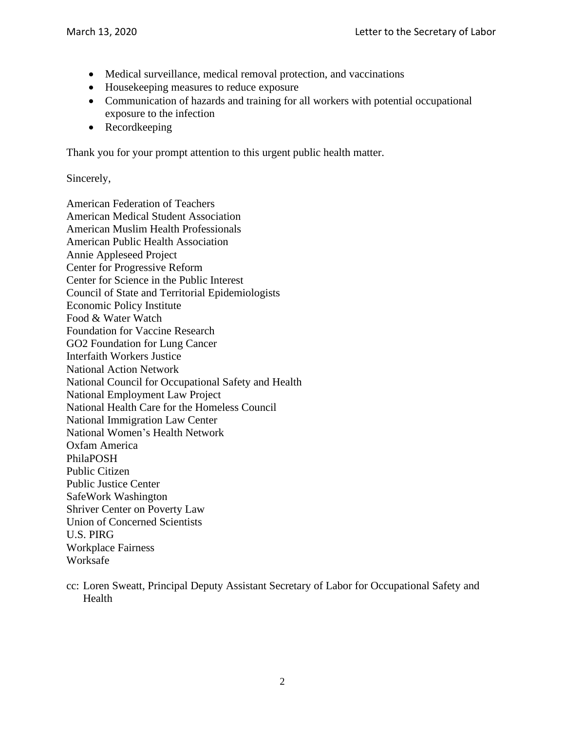- Medical surveillance, medical removal protection, and vaccinations
- Housekeeping measures to reduce exposure
- Communication of hazards and training for all workers with potential occupational exposure to the infection
- Recordkeeping

Thank you for your prompt attention to this urgent public health matter.

Sincerely,

American Federation of Teachers
American Medical Student Association
American Muslim Health Professionals
American Public Health Association
Annie Appleseed Project
Center for Progressive Reform
Center for Science in the Public Interest
Council of State and Territorial Epidemiologists
Economic Policy Institute
Food & Water Watch
Foundation for Vaccine Research
GO2 Foundation for Lung Cancer
Interfaith Workers Justice
National Action Network
National Council for Occupational Safety and Health
National Employment Law Project
National Health Care for the Homeless Council
National Immigration Law Center
National Women's Health Network
Oxfam America
PhilaPOSH
Public Citizen
Public Justice Center
SafeWork Washington
Shriver Center on Poverty Law
Union of Concerned Scientists
U.S. PIRG
Workplace Fairness
Worksafe

cc: Loren Sweatt, Principal Deputy Assistant Secretary of Labor for Occupational Safety and Health